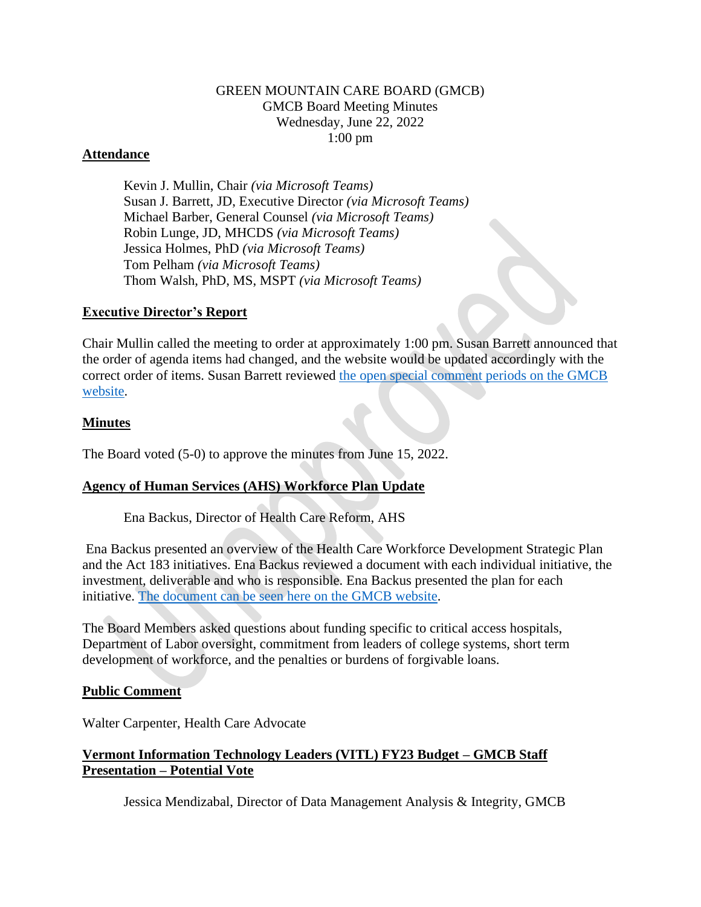GREEN MOUNTAIN CARE BOARD (GMCB)
GMCB Board Meeting Minutes
Wednesday, June 22, 2022
1:00 pm

## Attendance

Kevin J. Mullin, Chair *(via Microsoft Teams)*
Susan J. Barrett, JD, Executive Director *(via Microsoft Teams)*
Michael Barber, General Counsel *(via Microsoft Teams)*
Robin Lunge, JD, MHCDS *(via Microsoft Teams)*
Jessica Holmes, PhD *(via Microsoft Teams)*
Tom Pelham *(via Microsoft Teams)*
Thom Walsh, PhD, MS, MSPT *(via Microsoft Teams)*

## Executive Director's Report

Chair Mullin called the meeting to order at approximately 1:00 pm. Susan Barrett announced that the order of agenda items had changed, and the website would be updated accordingly with the correct order of items. Susan Barrett reviewed the open special comment periods on the GMCB website.

## Minutes

The Board voted (5-0) to approve the minutes from June 15, 2022.

## Agency of Human Services (AHS) Workforce Plan Update

Ena Backus, Director of Health Care Reform, AHS

Ena Backus presented an overview of the Health Care Workforce Development Strategic Plan and the Act 183 initiatives. Ena Backus reviewed a document with each individual initiative, the investment, deliverable and who is responsible. Ena Backus presented the plan for each initiative. The document can be seen here on the GMCB website.

The Board Members asked questions about funding specific to critical access hospitals, Department of Labor oversight, commitment from leaders of college systems, short term development of workforce, and the penalties or burdens of forgivable loans.

## Public Comment

Walter Carpenter, Health Care Advocate

## Vermont Information Technology Leaders (VITL) FY23 Budget – GMCB Staff Presentation – Potential Vote

Jessica Mendizabal, Director of Data Management Analysis & Integrity, GMCB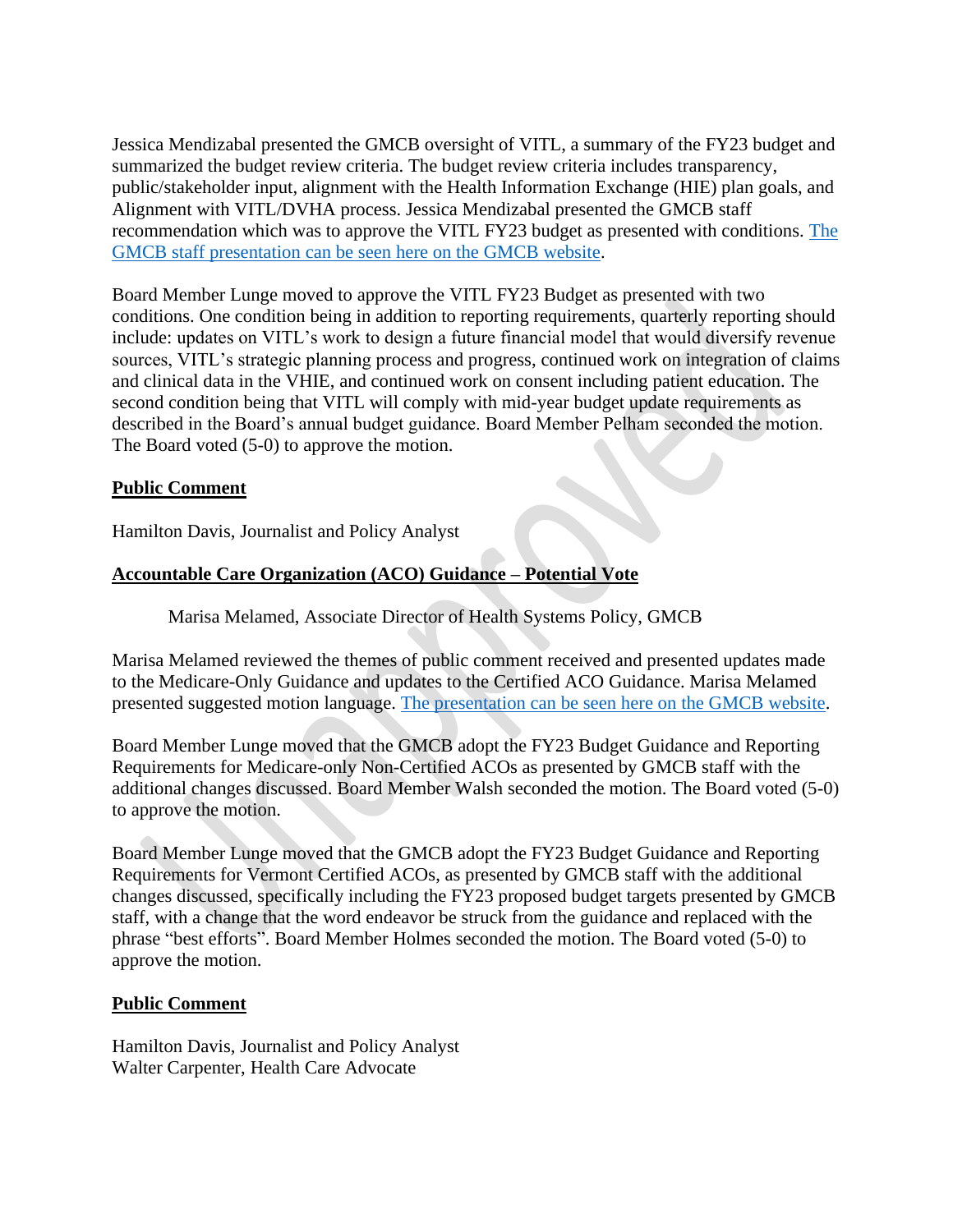Jessica Mendizabal presented the GMCB oversight of VITL, a summary of the FY23 budget and summarized the budget review criteria. The budget review criteria includes transparency, public/stakeholder input, alignment with the Health Information Exchange (HIE) plan goals, and Alignment with VITL/DVHA process. Jessica Mendizabal presented the GMCB staff recommendation which was to approve the VITL FY23 budget as presented with conditions. The GMCB staff presentation can be seen here on the GMCB website.

Board Member Lunge moved to approve the VITL FY23 Budget as presented with two conditions. One condition being in addition to reporting requirements, quarterly reporting should include: updates on VITL's work to design a future financial model that would diversify revenue sources, VITL's strategic planning process and progress, continued work on integration of claims and clinical data in the VHIE, and continued work on consent including patient education. The second condition being that VITL will comply with mid-year budget update requirements as described in the Board's annual budget guidance. Board Member Pelham seconded the motion. The Board voted (5-0) to approve the motion.

**Public Comment**

Hamilton Davis, Journalist and Policy Analyst

**Accountable Care Organization (ACO) Guidance – Potential Vote**

Marisa Melamed, Associate Director of Health Systems Policy, GMCB

Marisa Melamed reviewed the themes of public comment received and presented updates made to the Medicare-Only Guidance and updates to the Certified ACO Guidance. Marisa Melamed presented suggested motion language. The presentation can be seen here on the GMCB website.

Board Member Lunge moved that the GMCB adopt the FY23 Budget Guidance and Reporting Requirements for Medicare-only Non-Certified ACOs as presented by GMCB staff with the additional changes discussed. Board Member Walsh seconded the motion. The Board voted (5-0) to approve the motion.

Board Member Lunge moved that the GMCB adopt the FY23 Budget Guidance and Reporting Requirements for Vermont Certified ACOs, as presented by GMCB staff with the additional changes discussed, specifically including the FY23 proposed budget targets presented by GMCB staff, with a change that the word endeavor be struck from the guidance and replaced with the phrase "best efforts". Board Member Holmes seconded the motion. The Board voted (5-0) to approve the motion.

**Public Comment**

Hamilton Davis, Journalist and Policy Analyst
Walter Carpenter, Health Care Advocate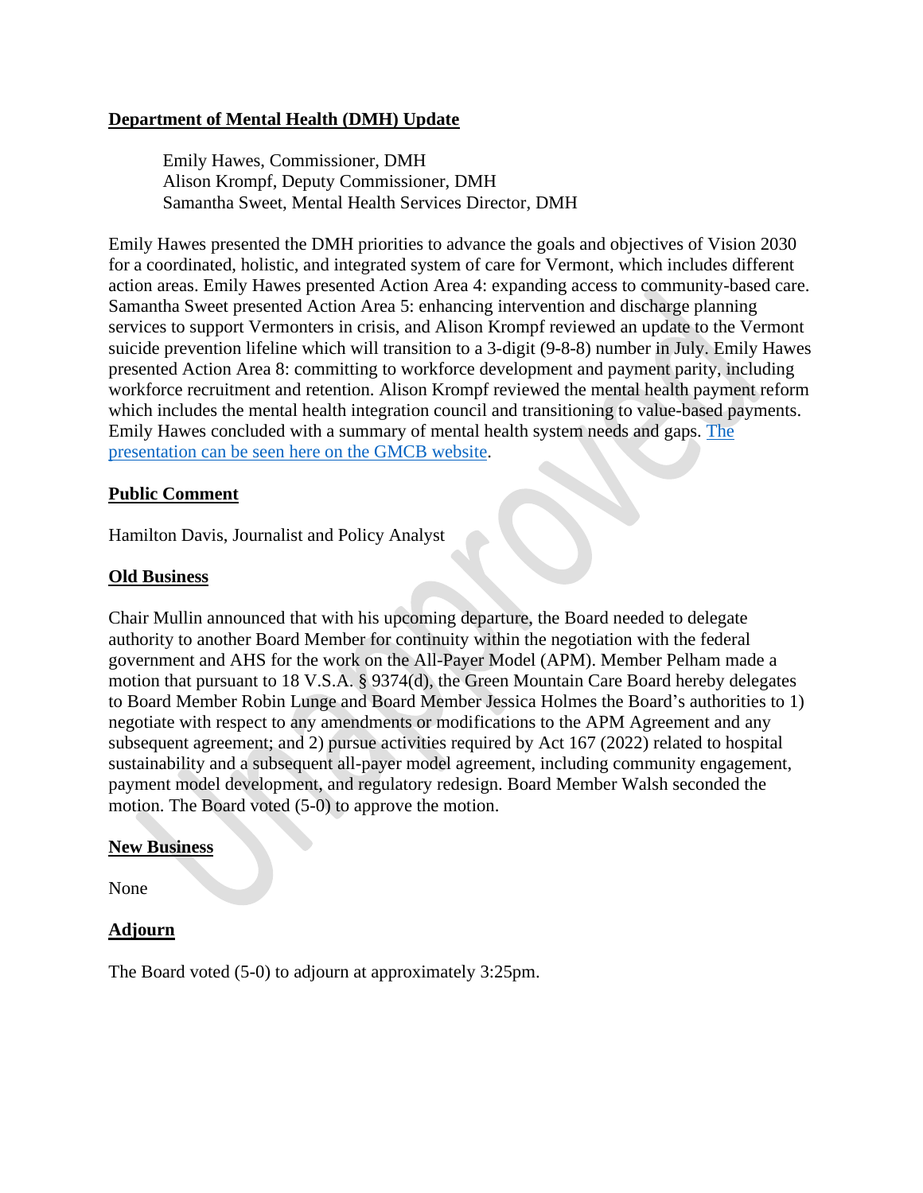**Department of Mental Health (DMH) Update**

Emily Hawes, Commissioner, DMH
Alison Krompf, Deputy Commissioner, DMH
Samantha Sweet, Mental Health Services Director, DMH

Emily Hawes presented the DMH priorities to advance the goals and objectives of Vision 2030 for a coordinated, holistic, and integrated system of care for Vermont, which includes different action areas. Emily Hawes presented Action Area 4: expanding access to community-based care. Samantha Sweet presented Action Area 5: enhancing intervention and discharge planning services to support Vermonters in crisis, and Alison Krompf reviewed an update to the Vermont suicide prevention lifeline which will transition to a 3-digit (9-8-8) number in July. Emily Hawes presented Action Area 8: committing to workforce development and payment parity, including workforce recruitment and retention. Alison Krompf reviewed the mental health payment reform which includes the mental health integration council and transitioning to value-based payments. Emily Hawes concluded with a summary of mental health system needs and gaps. The presentation can be seen here on the GMCB website.

**Public Comment**

Hamilton Davis, Journalist and Policy Analyst

**Old Business**

Chair Mullin announced that with his upcoming departure, the Board needed to delegate authority to another Board Member for continuity within the negotiation with the federal government and AHS for the work on the All-Payer Model (APM). Member Pelham made a motion that pursuant to 18 V.S.A. § 9374(d), the Green Mountain Care Board hereby delegates to Board Member Robin Lunge and Board Member Jessica Holmes the Board's authorities to 1) negotiate with respect to any amendments or modifications to the APM Agreement and any subsequent agreement; and 2) pursue activities required by Act 167 (2022) related to hospital sustainability and a subsequent all-payer model agreement, including community engagement, payment model development, and regulatory redesign. Board Member Walsh seconded the motion. The Board voted (5-0) to approve the motion.

**New Business**

None

**Adjourn**

The Board voted (5-0) to adjourn at approximately 3:25pm.